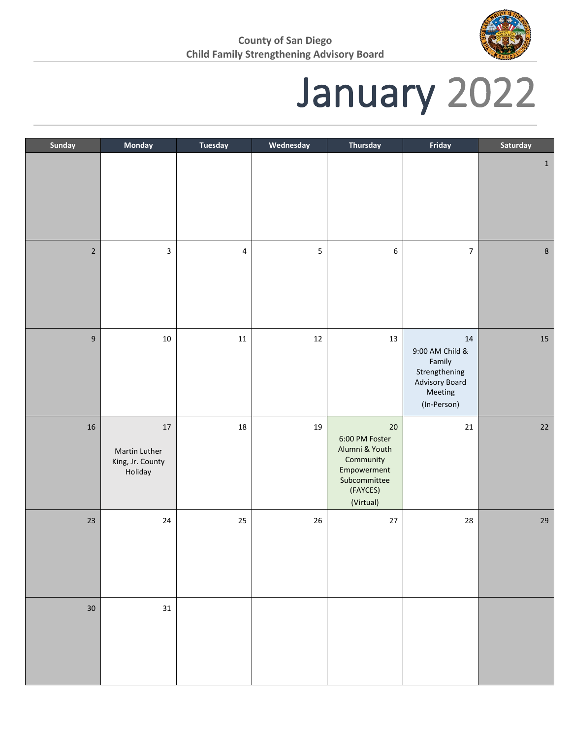County of San Diego
Child Family Strengthening Advisory Board

# January 2022

| Sunday | Monday | Tuesday | Wednesday | Thursday | Friday | Saturday |
|---|---|---|---|---|---|---|
| | | | | | | 1 |
| 2 | 3 | 4 | 5 | 6 | 7 | 8 |
| 9 | 10 | 11 | 12 | 13 | 14<br>9:00 AM Child & Family Strengthening Advisory Board Meeting<br>(In-Person) | 15 |
| 16 | 17<br>Martin Luther King, Jr. County Holiday | 18 | 19 | 20<br>6:00 PM Foster Alumni & Youth Community Empowerment Subcommittee (FAYCES)<br>(Virtual) | 21 | 22 |
| 23 | 24 | 25 | 26 | 27 | 28 | 29 |
| 30 | 31 | | | | | |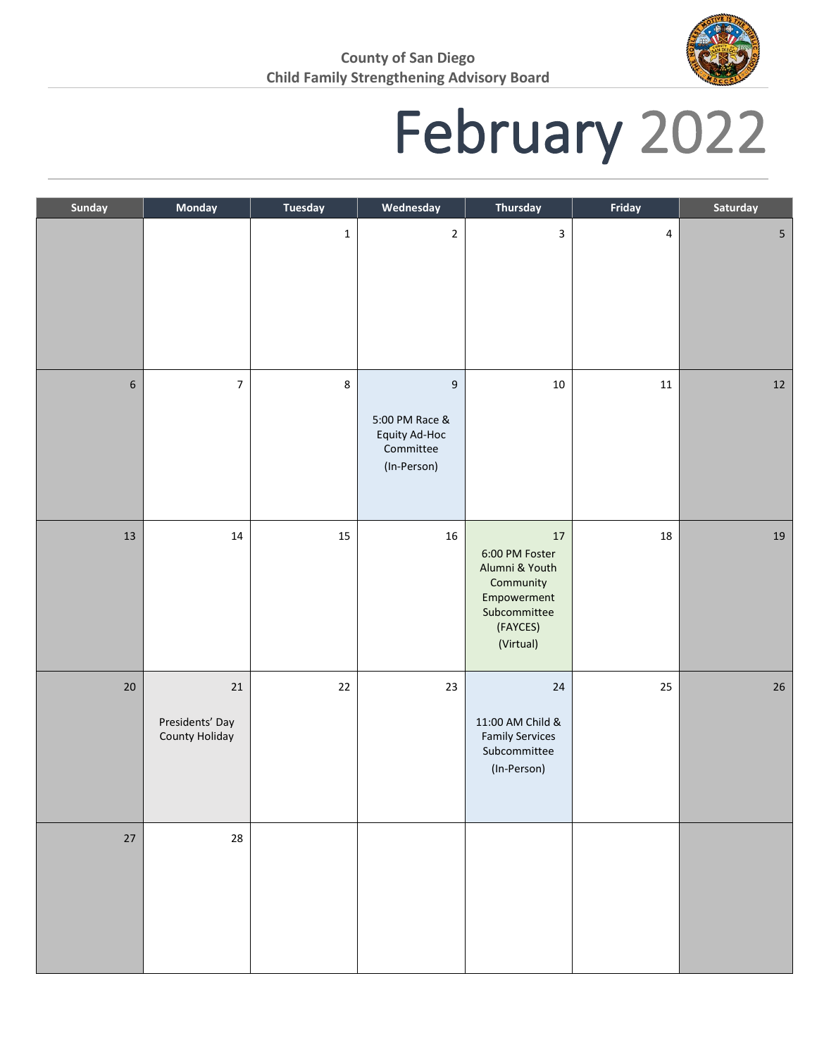County of San Diego
Child Family Strengthening Advisory Board

# February 2022

| Sunday | Monday | Tuesday | Wednesday | Thursday | Friday | Saturday |
|---|---|---|---|---|---|---|
| | | 1 | 2 | 3 | 4 | 5 |
| 6 | 7 | 8 | 9<br><br>5:00 PM Race & Equity Ad-Hoc Committee<br>(In-Person) | 10 | 11 | 12 |
| 13 | 14 | 15 | 16 | 17<br>6:00 PM Foster Alumni & Youth Community Empowerment Subcommittee (FAYCES)<br>(Virtual) | 18 | 19 |
| 20 | 21<br><br>Presidents' Day County Holiday | 22 | 23 | 24<br><br>11:00 AM Child & Family Services Subcommittee<br>(In-Person) | 25 | 26 |
| 27 | 28 | | | | | |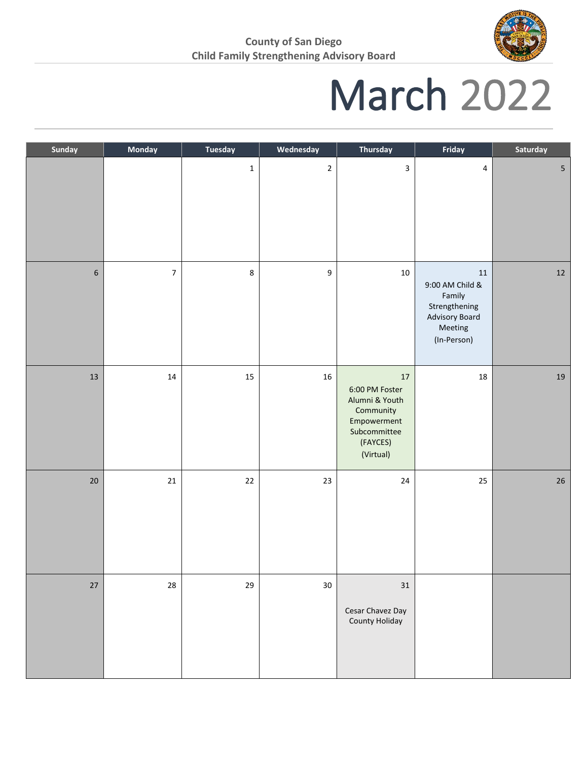County of San Diego
Child Family Strengthening Advisory Board

# March 2022

| Sunday | Monday | Tuesday | Wednesday | Thursday | Friday | Saturday |
|---|---|---|---|---|---|---|
| | | 1 | 2 | 3 | 4 | 5 |
| 6 | 7 | 8 | 9 | 10 | 11 9:00 AM Child & Family Strengthening Advisory Board Meeting (In-Person) | 12 |
| 13 | 14 | 15 | 16 | 17 6:00 PM Foster Alumni & Youth Community Empowerment Subcommittee (FAYCES) (Virtual) | 18 | 19 |
| 20 | 21 | 22 | 23 | 24 | 25 | 26 |
| 27 | 28 | 29 | 30 | 31 Cesar Chavez Day County Holiday | | |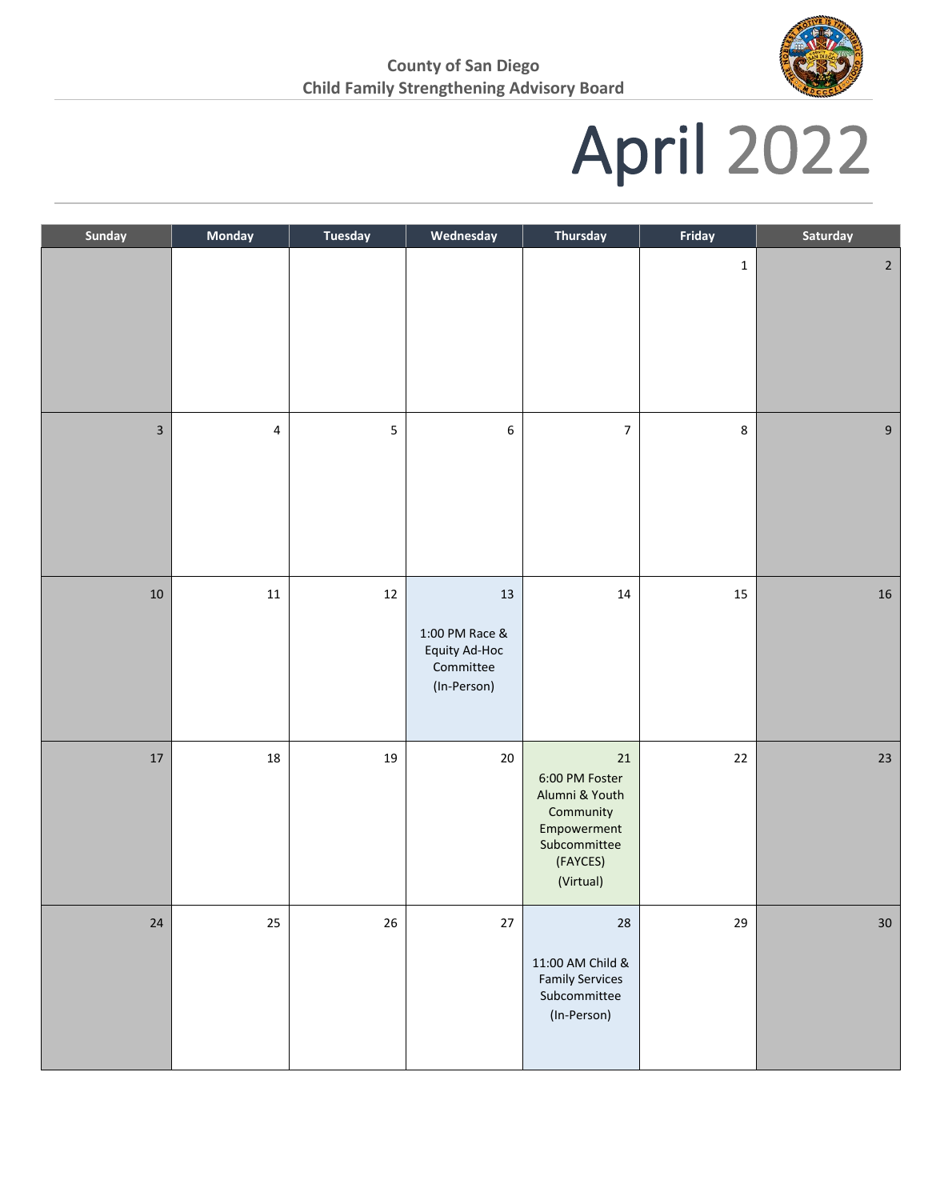County of San Diego
Child Family Strengthening Advisory Board

# April 2022

| Sunday | Monday | Tuesday | Wednesday | Thursday | Friday | Saturday |
|---|---|---|---|---|---|---|
| | | | | | 1 | 2 |
| 3 | 4 | 5 | 6 | 7 | 8 | 9 |
| 10 | 11 | 12 | 13<br>1:00 PM Race & Equity Ad-Hoc Committee (In-Person) | 14 | 15 | 16 |
| 17 | 18 | 19 | 20 | 21<br>6:00 PM Foster Alumni & Youth Community Empowerment Subcommittee (FAYCES) (Virtual) | 22 | 23 |
| 24 | 25 | 26 | 27 | 28<br>11:00 AM Child & Family Services Subcommittee (In-Person) | 29 | 30 |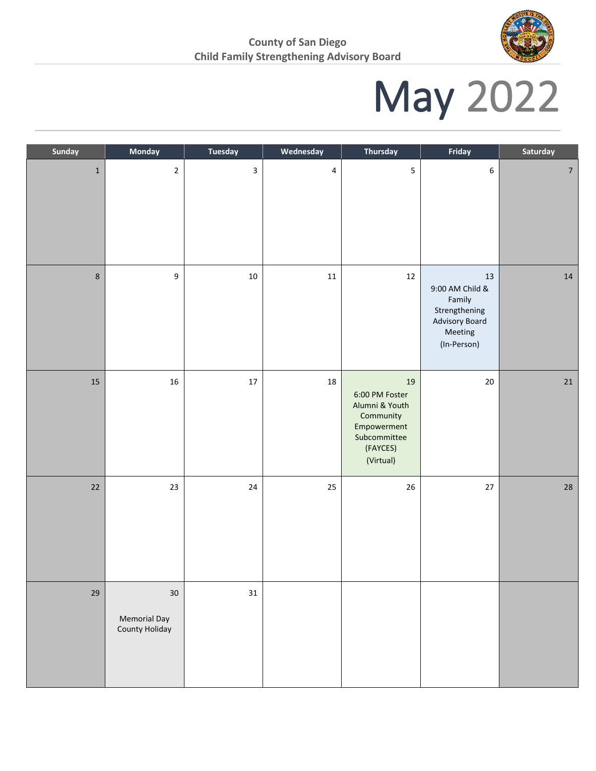**County of San Diego**
**Child Family Strengthening Advisory Board**

# May 2022

| Sunday | Monday | Tuesday | Wednesday | Thursday | Friday | Saturday |
|---|---|---|---|---|---|---|
| 1 | 2 | 3 | 4 | 5 | 6 | 7 |
| 8 | 9 | 10 | 11 | 12 | 13 9:00 AM Child & Family Strengthening Advisory Board Meeting (In-Person) | 14 |
| 15 | 16 | 17 | 18 | 19 6:00 PM Foster Alumni & Youth Community Empowerment Subcommittee (FAYCES) (Virtual) | 20 | 21 |
| 22 | 23 | 24 | 25 | 26 | 27 | 28 |
| 29 | 30 Memorial Day County Holiday | 31 | | | | |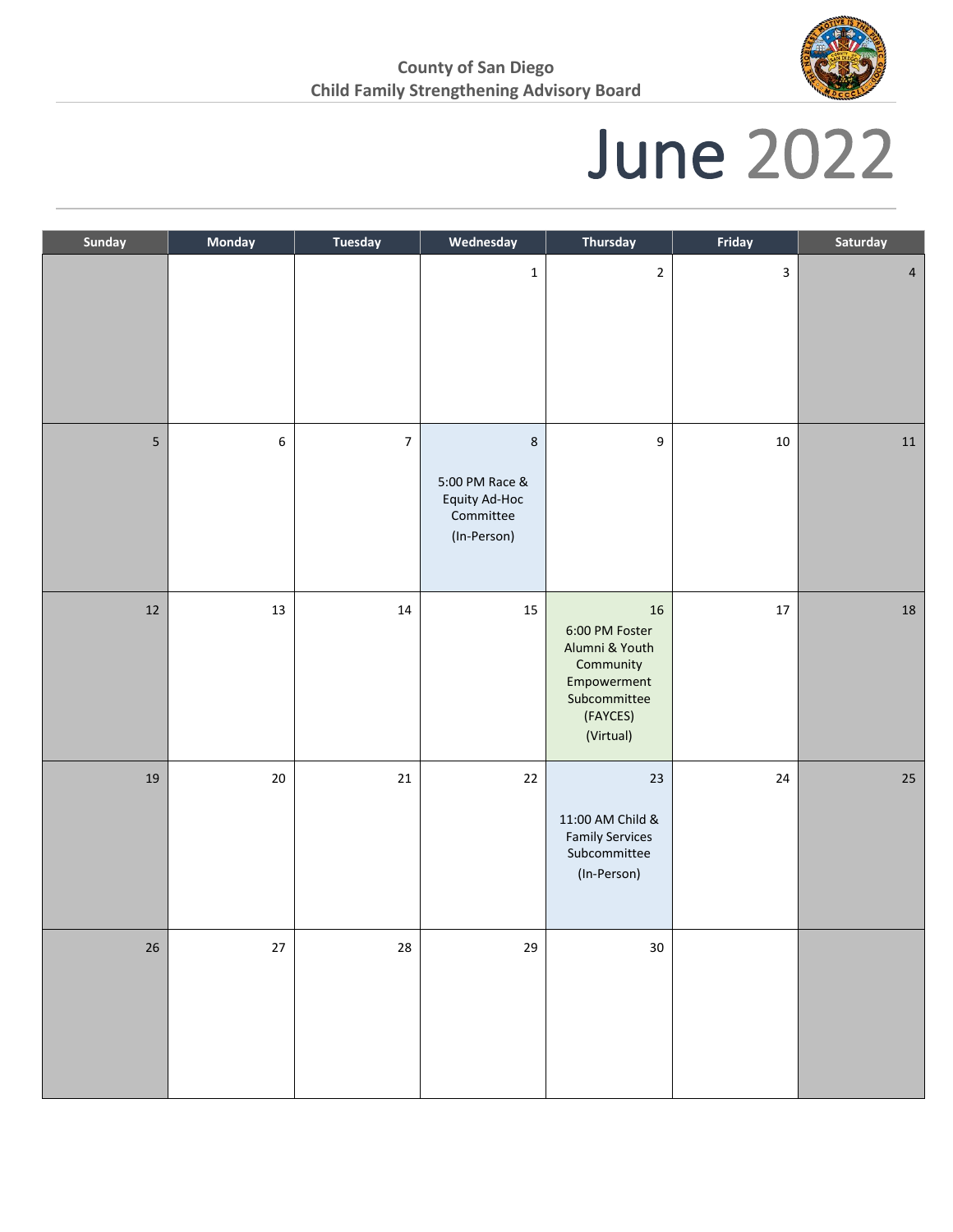**County of San Diego**
**Child Family Strengthening Advisory Board**

# June 2022

| Sunday | Monday | Tuesday | Wednesday | Thursday | Friday | Saturday |
|---|---|---|---|---|---|---|
| | | | 1 | 2 | 3 | 4 |
| 5 | 6 | 7 | 8<br>5:00 PM Race & Equity Ad-Hoc Committee<br>(In-Person) | 9 | 10 | 11 |
| 12 | 13 | 14 | 15 | 16<br>6:00 PM Foster Alumni & Youth Community Empowerment Subcommittee (FAYCES)<br>(Virtual) | 17 | 18 |
| 19 | 20 | 21 | 22 | 23<br>11:00 AM Child & Family Services Subcommittee<br>(In-Person) | 24 | 25 |
| 26 | 27 | 28 | 29 | 30 | | |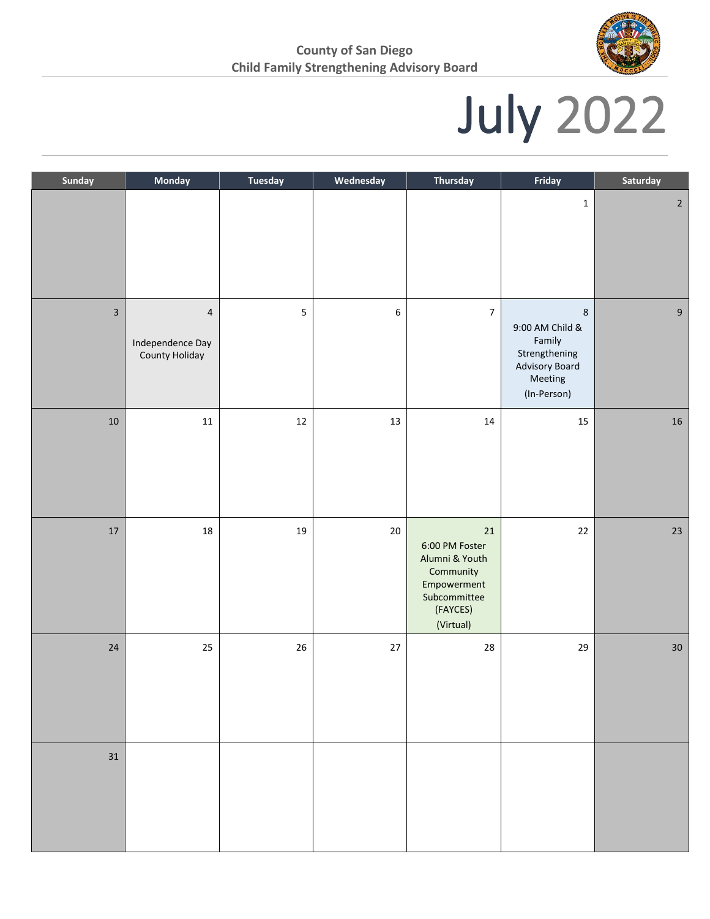**County of San Diego**
**Child Family Strengthening Advisory Board**

# July 2022

| Sunday | Monday | Tuesday | Wednesday | Thursday | Friday | Saturday |
|---|---|---|---|---|---|---|
| | | | | | 1 | 2 |
| 3 | 4<br>Independence Day County Holiday | 5 | 6 | 7 | 8<br>9:00 AM Child & Family Strengthening Advisory Board Meeting (In-Person) | 9 |
| 10 | 11 | 12 | 13 | 14 | 15 | 16 |
| 17 | 18 | 19 | 20 | 21<br>6:00 PM Foster Alumni & Youth Community Empowerment Subcommittee (FAYCES) (Virtual) | 22 | 23 |
| 24 | 25 | 26 | 27 | 28 | 29 | 30 |
| 31 | | | | | | |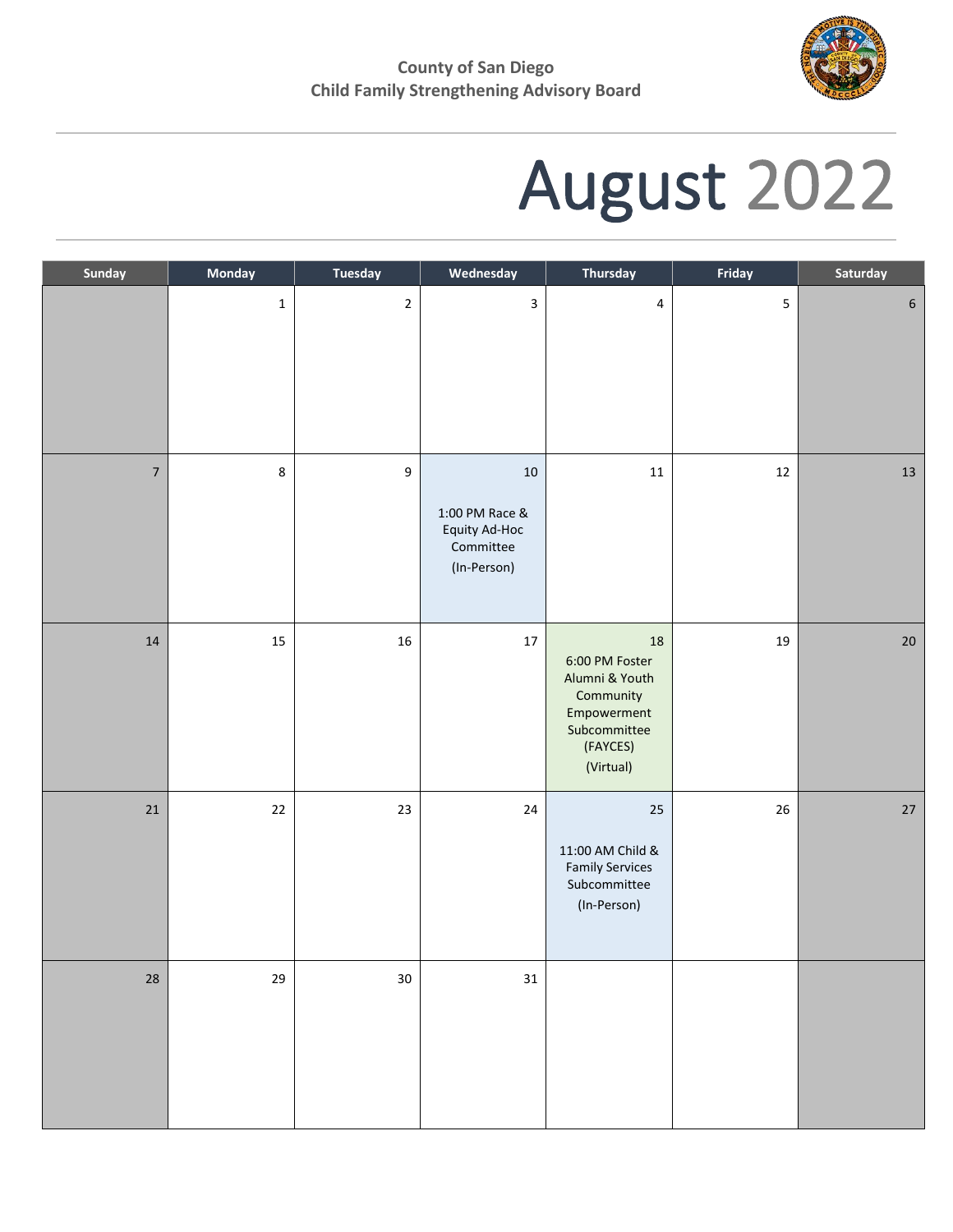**County of San Diego**
**Child Family Strengthening Advisory Board**

# August 2022

| Sunday | Monday | Tuesday | Wednesday | Thursday | Friday | Saturday |
|---|---|---|---|---|---|---|
| | 1 | 2 | 3 | 4 | 5 | 6 |
| 7 | 8 | 9 | 10<br><br>1:00 PM Race & Equity Ad-Hoc Committee<br>(In-Person) | 11 | 12 | 13 |
| 14 | 15 | 16 | 17 | 18<br>6:00 PM Foster Alumni & Youth Community Empowerment Subcommittee (FAYCES)<br>(Virtual) | 19 | 20 |
| 21 | 22 | 23 | 24 | 25<br><br>11:00 AM Child & Family Services Subcommittee<br>(In-Person) | 26 | 27 |
| 28 | 29 | 30 | 31 | | | |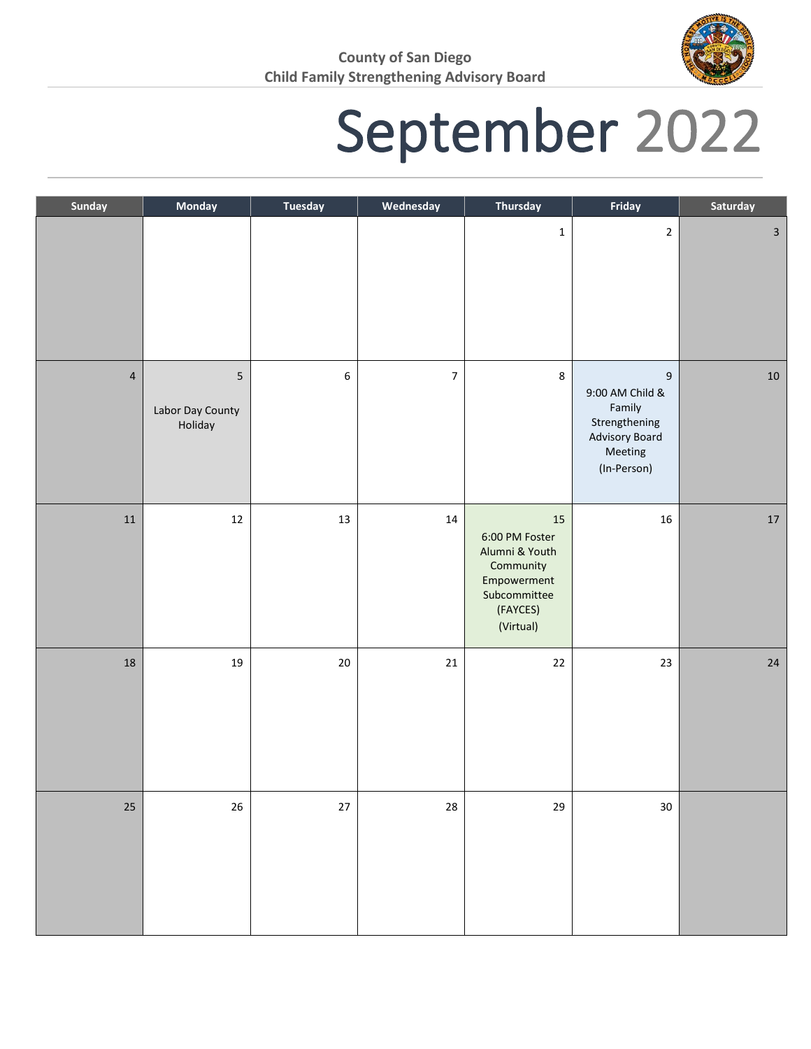County of San Diego
Child Family Strengthening Advisory Board

# September 2022

| Sunday | Monday | Tuesday | Wednesday | Thursday | Friday | Saturday |
|---|---|---|---|---|---|---|
| | | | | 1 | 2 | 3 |
| 4 | 5 Labor Day County Holiday | 6 | 7 | 8 | 9 9:00 AM Child & Family Strengthening Advisory Board Meeting (In-Person) | 10 |
| 11 | 12 | 13 | 14 | 15 6:00 PM Foster Alumni & Youth Community Empowerment Subcommittee (FAYCES) (Virtual) | 16 | 17 |
| 18 | 19 | 20 | 21 | 22 | 23 | 24 |
| 25 | 26 | 27 | 28 | 29 | 30 | |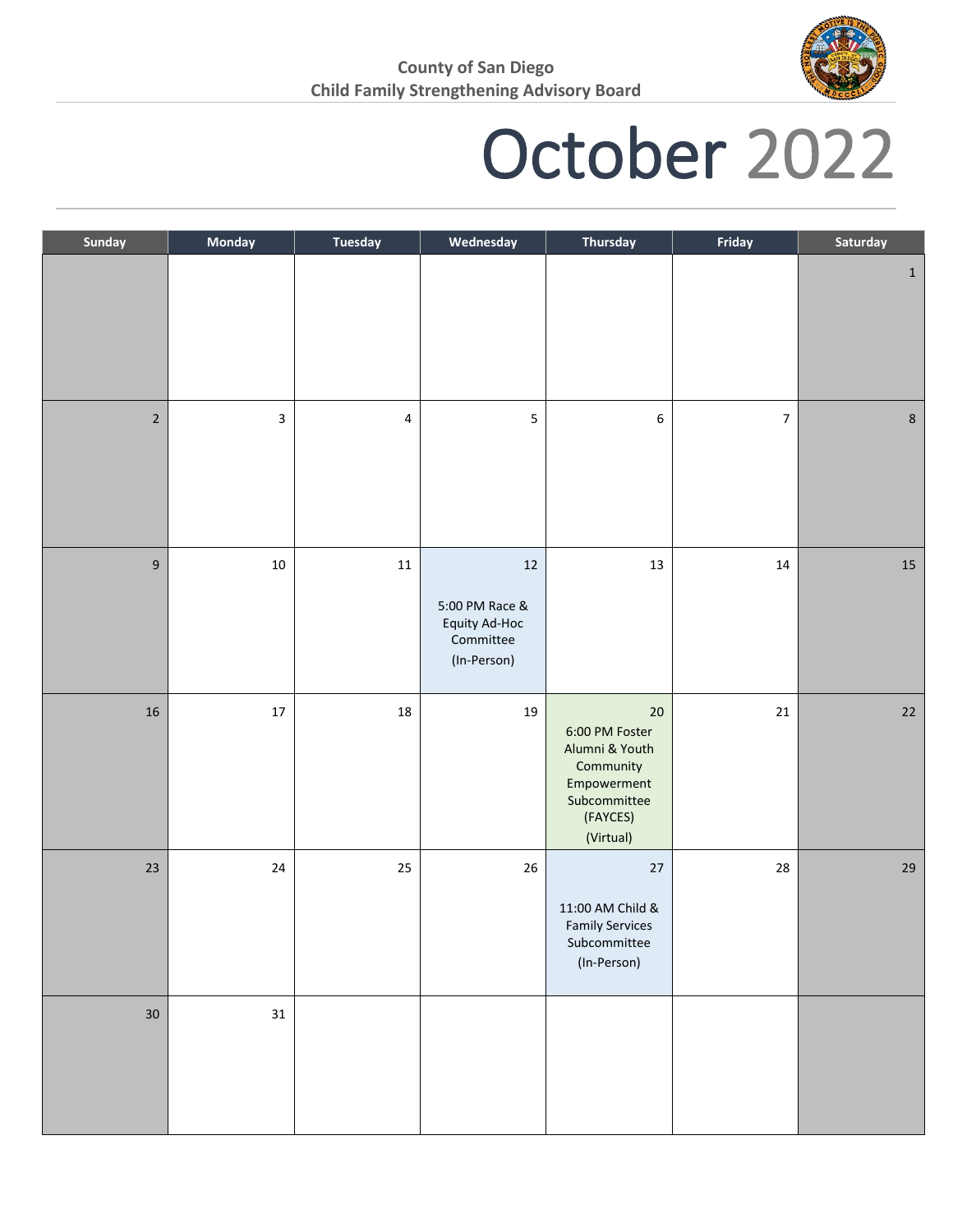**County of San Diego**
**Child Family Strengthening Advisory Board**

# October 2022

| Sunday | Monday | Tuesday | Wednesday | Thursday | Friday | Saturday |
|---|---|---|---|---|---|---|
| | | | | | | 1 |
| 2 | 3 | 4 | 5 | 6 | 7 | 8 |
| 9 | 10 | 11 | 12<br>5:00 PM Race & Equity Ad-Hoc Committee<br>(In-Person) | 13 | 14 | 15 |
| 16 | 17 | 18 | 19 | 20<br>6:00 PM Foster Alumni & Youth Community Empowerment Subcommittee (FAYCES)<br>(Virtual) | 21 | 22 |
| 23 | 24 | 25 | 26 | 27<br>11:00 AM Child & Family Services Subcommittee<br>(In-Person) | 28 | 29 |
| 30 | 31 | | | | | |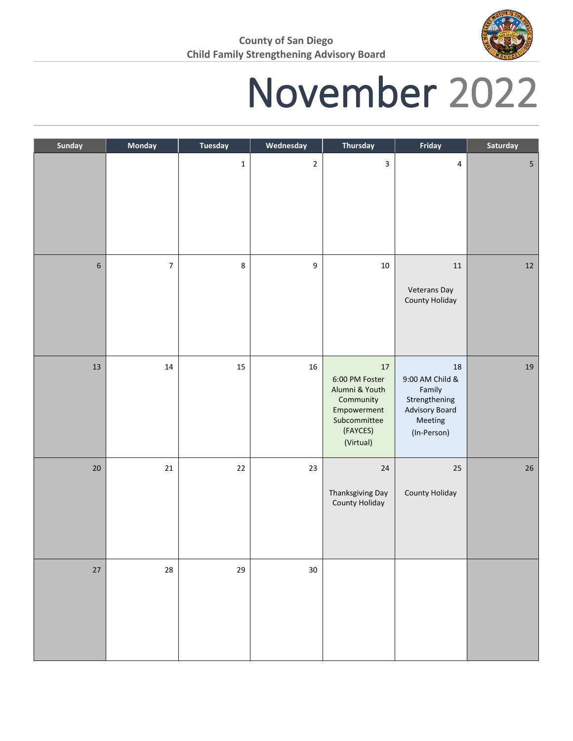**County of San Diego**
**Child Family Strengthening Advisory Board**

# November 2022

| Sunday | Monday | Tuesday | Wednesday | Thursday | Friday | Saturday |
|---|---|---|---|---|---|---|
| | | 1 | 2 | 3 | 4 | 5 |
| 6 | 7 | 8 | 9 | 10 | 11 Veterans Day County Holiday | 12 |
| 13 | 14 | 15 | 16 | 17 6:00 PM Foster Alumni & Youth Community Empowerment Subcommittee (FAYCES) (Virtual) | 18 9:00 AM Child & Family Strengthening Advisory Board Meeting (In-Person) | 19 |
| 20 | 21 | 22 | 23 | 24 Thanksgiving Day County Holiday | 25 County Holiday | 26 |
| 27 | 28 | 29 | 30 | | | |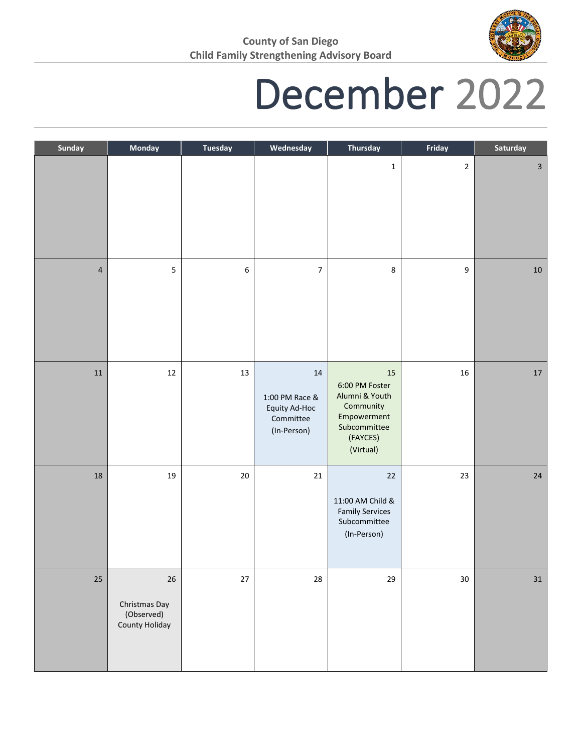**County of San Diego**
**Child Family Strengthening Advisory Board**

# December 2022

| Sunday | Monday | Tuesday | Wednesday | Thursday | Friday | Saturday |
| --- | --- | --- | --- | --- | --- | --- |
| | | | | 1 | 2 | 3 |
| 4 | 5 | 6 | 7 | 8 | 9 | 10 |
| 11 | 12 | 13 | 14<br>1:00 PM Race & Equity Ad-Hoc Committee (In-Person) | 15<br>6:00 PM Foster Alumni & Youth Community Empowerment Subcommittee (FAYCES) (Virtual) | 16 | 17 |
| 18 | 19 | 20 | 21 | 22<br>11:00 AM Child & Family Services Subcommittee (In-Person) | 23 | 24 |
| 25 | 26<br>Christmas Day (Observed) County Holiday | 27 | 28 | 29 | 30 | 31 |